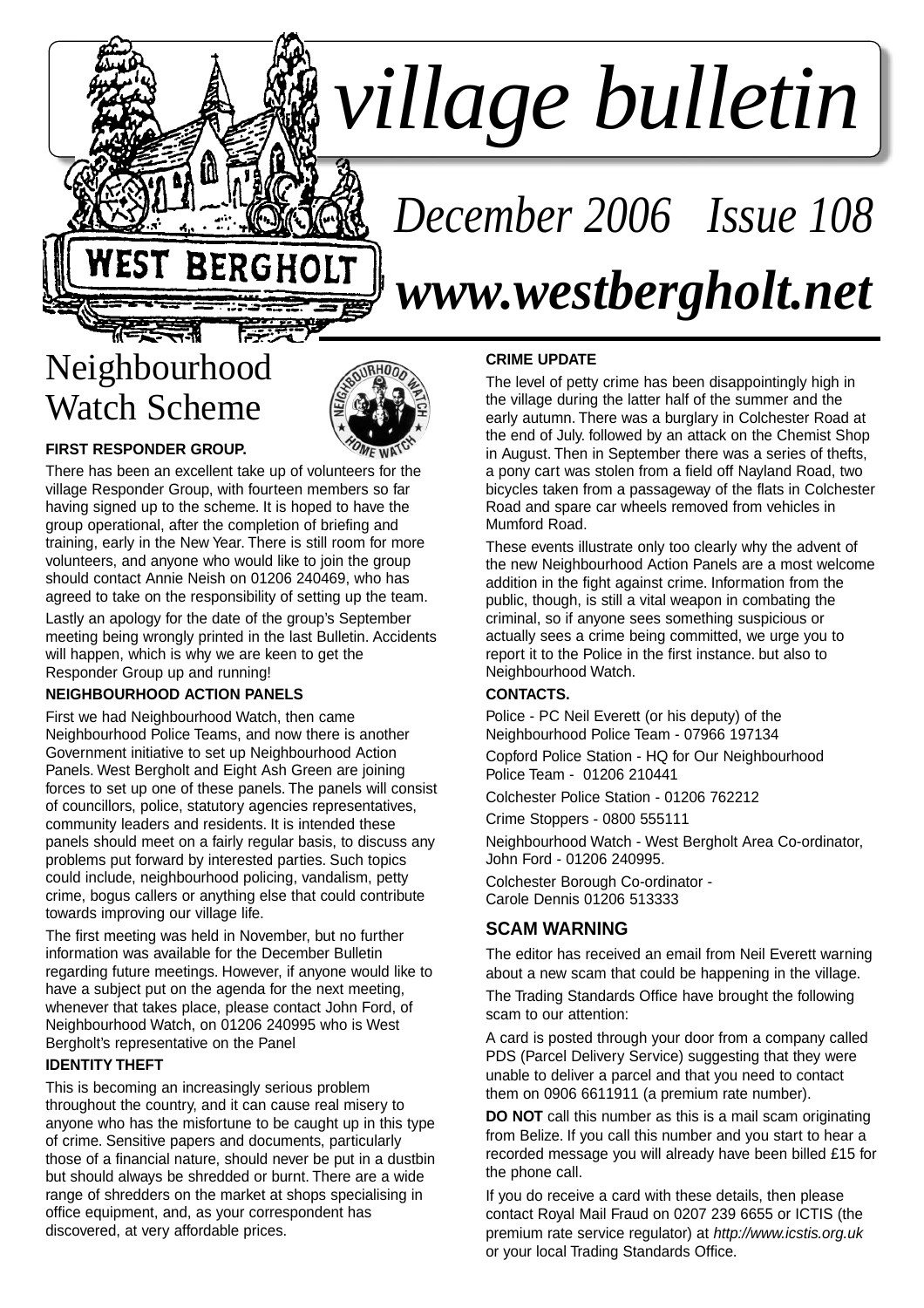# village bulletin

## December 2006 Issue 108

## www.westbergholt.net

# Neighbourhood Watch Scheme

**FIRST RESPONDER GROUP.**

There has been an excellent take up of volunteers for the village Responder Group, with fourteen members so far having signed up to the scheme. It is hoped to have the group operational, after the completion of briefing and training, early in the New Year. There is still room for more volunteers, and anyone who would like to join the group should contact Annie Neish on 01206 240469, who has agreed to take on the responsibility of setting up the team.

Lastly an apology for the date of the group's September meeting being wrongly printed in the last Bulletin. Accidents will happen, which is why we are keen to get the Responder Group up and running!

**NEIGHBOURHOOD ACTION PANELS**

First we had Neighbourhood Watch, then came Neighbourhood Police Teams, and now there is another Government initiative to set up Neighbourhood Action Panels. West Bergholt and Eight Ash Green are joining forces to set up one of these panels. The panels will consist of councillors, police, statutory agencies representatives, community leaders and residents. It is intended these panels should meet on a fairly regular basis, to discuss any problems put forward by interested parties. Such topics could include, neighbourhood policing, vandalism, petty crime, bogus callers or anything else that could contribute towards improving our village life.

The first meeting was held in November, but no further information was available for the December Bulletin regarding future meetings. However, if anyone would like to have a subject put on the agenda for the next meeting, whenever that takes place, please contact John Ford, of Neighbourhood Watch, on 01206 240995 who is West Bergholt's representative on the Panel

**IDENTITY THEFT**

This is becoming an increasingly serious problem throughout the country, and it can cause real misery to anyone who has the misfortune to be caught up in this type of crime. Sensitive papers and documents, particularly those of a financial nature, should never be put in a dustbin but should always be shredded or burnt. There are a wide range of shredders on the market at shops specialising in office equipment, and, as your correspondent has discovered, at very affordable prices.

**CRIME UPDATE**

The level of petty crime has been disappointingly high in the village during the latter half of the summer and the early autumn. There was a burglary in Colchester Road at the end of July. followed by an attack on the Chemist Shop in August. Then in September there was a series of thefts, a pony cart was stolen from a field off Nayland Road, two bicycles taken from a passageway of the flats in Colchester Road and spare car wheels removed from vehicles in Mumford Road.

These events illustrate only too clearly why the advent of the new Neighbourhood Action Panels are a most welcome addition in the fight against crime. Information from the public, though, is still a vital weapon in combating the criminal, so if anyone sees something suspicious or actually sees a crime being committed, we urge you to report it to the Police in the first instance. but also to Neighbourhood Watch.

**CONTACTS.**

Police - PC Neil Everett (or his deputy) of the Neighbourhood Police Team - 07966 197134

Copford Police Station - HQ for Our Neighbourhood Police Team - 01206 210441

Colchester Police Station - 01206 762212

Crime Stoppers - 0800 555111

Neighbourhood Watch - West Bergholt Area Co-ordinator, John Ford - 01206 240995.

Colchester Borough Co-ordinator - Carole Dennis 01206 513333

## SCAM WARNING

The editor has received an email from Neil Everett warning about a new scam that could be happening in the village.

The Trading Standards Office have brought the following scam to our attention:

A card is posted through your door from a company called PDS (Parcel Delivery Service) suggesting that they were unable to deliver a parcel and that you need to contact them on 0906 6611911 (a premium rate number).

**DO NOT** call this number as this is a mail scam originating from Belize. If you call this number and you start to hear a recorded message you will already have been billed £15 for the phone call.

If you do receive a card with these details, then please contact Royal Mail Fraud on 0207 239 6655 or ICTIS (the premium rate service regulator) at *http://www.icstis.org.uk* or your local Trading Standards Office.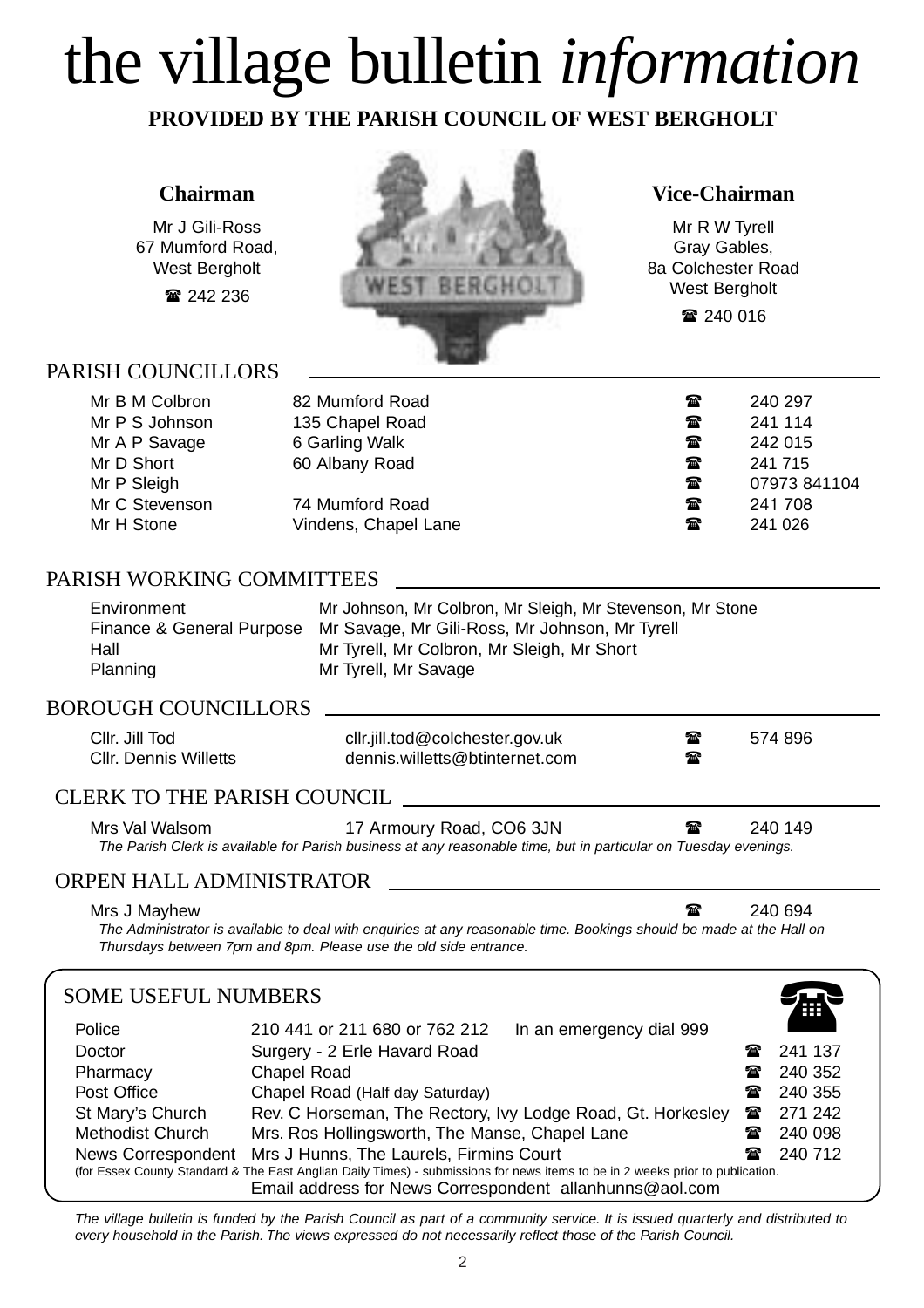# the village bulletin *information*

**PROVIDED BY THE PARISH COUNCIL OF WEST BERGHOLT**

### Chairman

Mr J Gili-Ross
67 Mumford Road,
West Bergholt
☎ 242 236

### Vice-Chairman

Mr R W Tyrell
Gray Gables,
8a Colchester Road
West Bergholt
☎ 240 016

## PARISH COUNCILLORS

| | | | |
|---|---|---|---|
| Mr B M Colbron | 82 Mumford Road | ☎ | 240 297 |
| Mr P S Johnson | 135 Chapel Road | ☎ | 241 114 |
| Mr A P Savage | 6 Garling Walk | ☎ | 242 015 |
| Mr D Short | 60 Albany Road | ☎ | 241 715 |
| Mr P Sleigh | | ☎ | 07973 841104 |
| Mr C Stevenson | 74 Mumford Road | ☎ | 241 708 |
| Mr H Stone | Vindens, Chapel Lane | ☎ | 241 026 |

## PARISH WORKING COMMITTEES

| | |
|---|---|
| Environment | Mr Johnson, Mr Colbron, Mr Sleigh, Mr Stevenson, Mr Stone |
| Finance & General Purpose | Mr Savage, Mr Gili-Ross, Mr Johnson, Mr Tyrell |
| Hall | Mr Tyrell, Mr Colbron, Mr Sleigh, Mr Short |
| Planning | Mr Tyrell, Mr Savage |

## BOROUGH COUNCILLORS

| | | | |
|---|---|---|---|
| Cllr. Jill Tod | cllr.jill.tod@colchester.gov.uk | ☎ | 574 896 |
| Cllr. Dennis Willetts | dennis.willetts@btinternet.com | ☎ | |

## CLERK TO THE PARISH COUNCIL

Mrs Val Walsom — 17 Armoury Road, CO6 3JN — ☎ 240 149

*The Parish Clerk is available for Parish business at any reasonable time, but in particular on Tuesday evenings.*

## ORPEN HALL ADMINISTRATOR

Mrs J Mayhew — ☎ 240 694

*The Administrator is available to deal with enquiries at any reasonable time. Bookings should be made at the Hall on Thursdays between 7pm and 8pm. Please use the old side entrance.*

## SOME USEFUL NUMBERS

| | | |
|---|---|---|
| Police | 210 441 or 211 680 or 762 212 — In an emergency dial 999 | |
| Doctor | Surgery - 2 Erle Havard Road | ☎ 241 137 |
| Pharmacy | Chapel Road | ☎ 240 352 |
| Post Office | Chapel Road (Half day Saturday) | ☎ 240 355 |
| St Mary's Church | Rev. C Horseman, The Rectory, Ivy Lodge Road, Gt. Horkesley | ☎ 271 242 |
| Methodist Church | Mrs. Ros Hollingsworth, The Manse, Chapel Lane | ☎ 240 098 |
| News Correspondent | Mrs J Hunns, The Laurels, Firmins Court | ☎ 240 712 |

(for Essex County Standard & The East Anglian Daily Times) - submissions for news items to be in 2 weeks prior to publication.

Email address for News Correspondent allanhunns@aol.com

*The village bulletin is funded by the Parish Council as part of a community service. It is issued quarterly and distributed to every household in the Parish. The views expressed do not necessarily reflect those of the Parish Council.*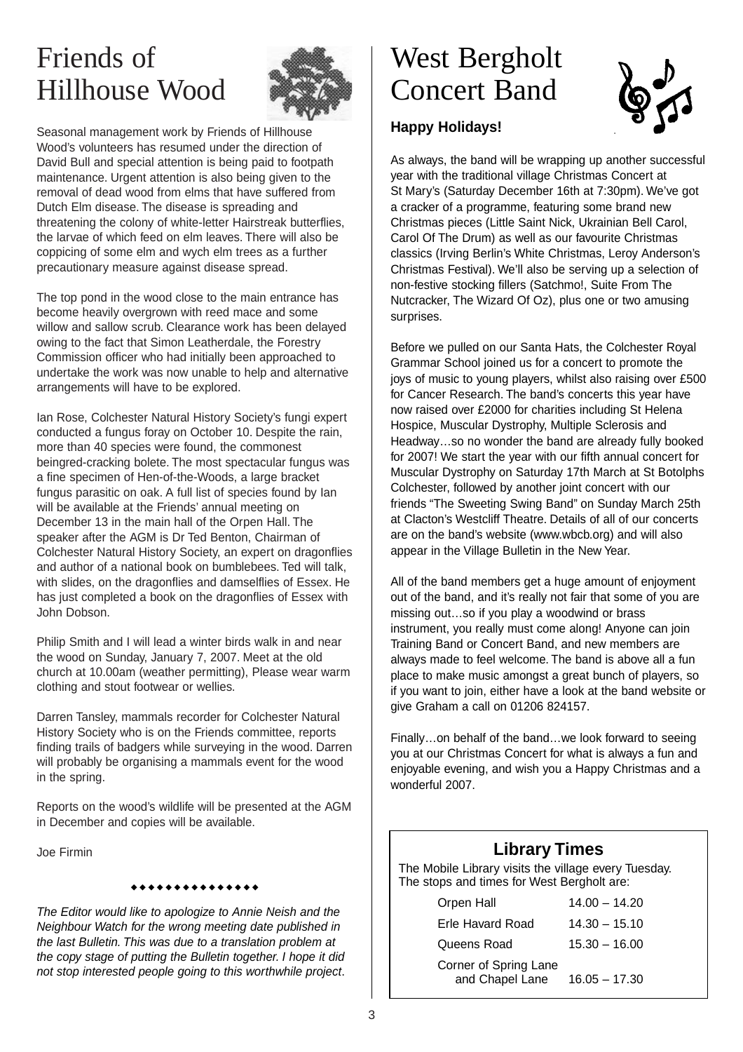# Friends of Hillhouse Wood

Seasonal management work by Friends of Hillhouse Wood's volunteers has resumed under the direction of David Bull and special attention is being paid to footpath maintenance. Urgent attention is also being given to the removal of dead wood from elms that have suffered from Dutch Elm disease. The disease is spreading and threatening the colony of white-letter Hairstreak butterflies, the larvae of which feed on elm leaves. There will also be coppicing of some elm and wych elm trees as a further precautionary measure against disease spread.

The top pond in the wood close to the main entrance has become heavily overgrown with reed mace and some willow and sallow scrub. Clearance work has been delayed owing to the fact that Simon Leatherdale, the Forestry Commission officer who had initially been approached to undertake the work was now unable to help and alternative arrangements will have to be explored.

Ian Rose, Colchester Natural History Society's fungi expert conducted a fungus foray on October 10. Despite the rain, more than 40 species were found, the commonest beingred-cracking bolete. The most spectacular fungus was a fine specimen of Hen-of-the-Woods, a large bracket fungus parasitic on oak. A full list of species found by Ian will be available at the Friends' annual meeting on December 13 in the main hall of the Orpen Hall. The speaker after the AGM is Dr Ted Benton, Chairman of Colchester Natural History Society, an expert on dragonflies and author of a national book on bumblebees. Ted will talk, with slides, on the dragonflies and damselflies of Essex. He has just completed a book on the dragonflies of Essex with John Dobson.

Philip Smith and I will lead a winter birds walk in and near the wood on Sunday, January 7, 2007. Meet at the old church at 10.00am (weather permitting), Please wear warm clothing and stout footwear or wellies.

Darren Tansley, mammals recorder for Colchester Natural History Society who is on the Friends committee, reports finding trails of badgers while surveying in the wood. Darren will probably be organising a mammals event for the wood in the spring.

Reports on the wood's wildlife will be presented at the AGM in December and copies will be available.

Joe Firmin

◆◆◆◆◆◆◆◆◆◆◆◆◆◆◆

*The Editor would like to apologize to Annie Neish and the Neighbour Watch for the wrong meeting date published in the last Bulletin. This was due to a translation problem at the copy stage of putting the Bulletin together. I hope it did not stop interested people going to this worthwhile project.*

# West Bergholt Concert Band

**Happy Holidays!**

As always, the band will be wrapping up another successful year with the traditional village Christmas Concert at St Mary's (Saturday December 16th at 7:30pm). We've got a cracker of a programme, featuring some brand new Christmas pieces (Little Saint Nick, Ukrainian Bell Carol, Carol Of The Drum) as well as our favourite Christmas classics (Irving Berlin's White Christmas, Leroy Anderson's Christmas Festival). We'll also be serving up a selection of non-festive stocking fillers (Satchmo!, Suite From The Nutcracker, The Wizard Of Oz), plus one or two amusing surprises.

Before we pulled on our Santa Hats, the Colchester Royal Grammar School joined us for a concert to promote the joys of music to young players, whilst also raising over £500 for Cancer Research. The band's concerts this year have now raised over £2000 for charities including St Helena Hospice, Muscular Dystrophy, Multiple Sclerosis and Headway…so no wonder the band are already fully booked for 2007! We start the year with our fifth annual concert for Muscular Dystrophy on Saturday 17th March at St Botolphs Colchester, followed by another joint concert with our friends "The Sweeting Swing Band" on Sunday March 25th at Clacton's Westcliff Theatre. Details of all of our concerts are on the band's website (www.wbcb.org) and will also appear in the Village Bulletin in the New Year.

All of the band members get a huge amount of enjoyment out of the band, and it's really not fair that some of you are missing out…so if you play a woodwind or brass instrument, you really must come along! Anyone can join Training Band or Concert Band, and new members are always made to feel welcome. The band is above all a fun place to make music amongst a great bunch of players, so if you want to join, either have a look at the band website or give Graham a call on 01206 824157.

Finally…on behalf of the band…we look forward to seeing you at our Christmas Concert for what is always a fun and enjoyable evening, and wish you a Happy Christmas and a wonderful 2007.

## Library Times

The Mobile Library visits the village every Tuesday. The stops and times for West Bergholt are:

| Stop | Time |
|---|---|
| Orpen Hall | 14.00 – 14.20 |
| Erle Havard Road | 14.30 – 15.10 |
| Queens Road | 15.30 – 16.00 |
| Corner of Spring Lane and Chapel Lane | 16.05 – 17.30 |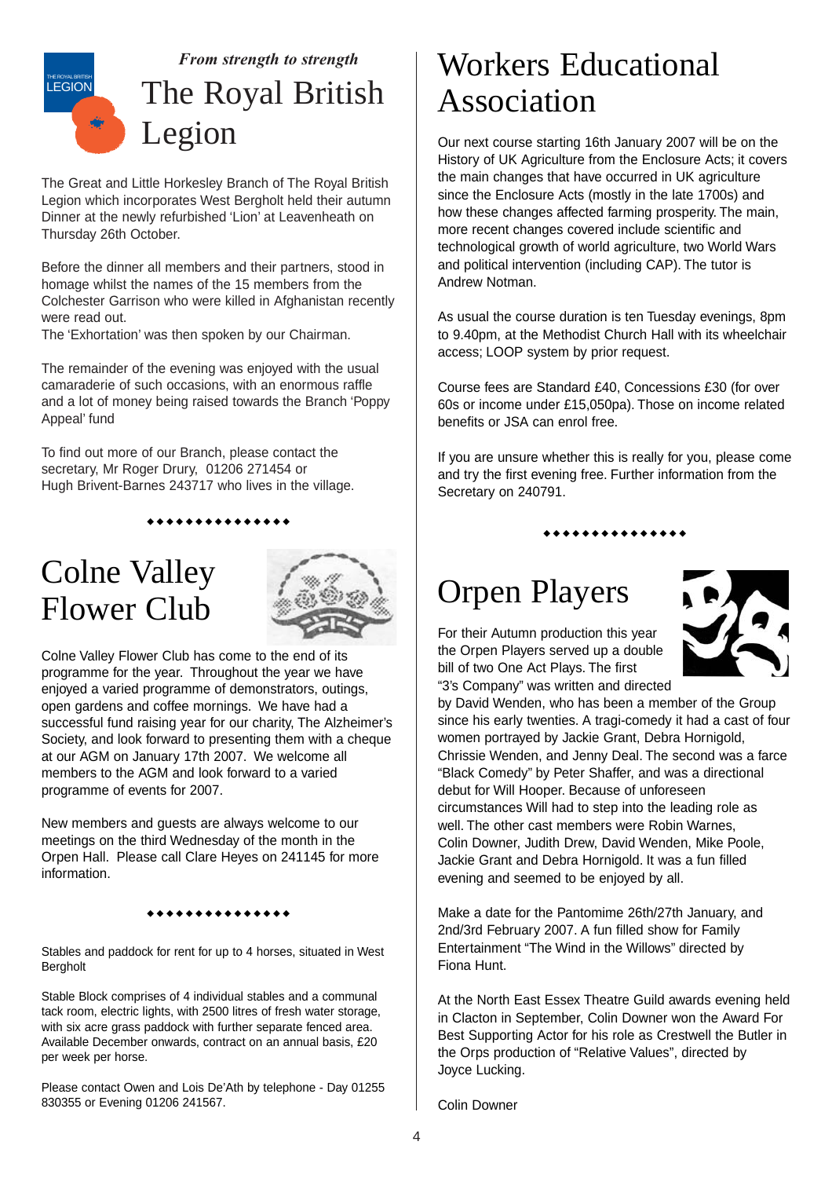*From strength to strength*

# The Royal British Legion

The Great and Little Horkesley Branch of The Royal British Legion which incorporates West Bergholt held their autumn Dinner at the newly refurbished 'Lion' at Leavenheath on Thursday 26th October.

Before the dinner all members and their partners, stood in homage whilst the names of the 15 members from the Colchester Garrison who were killed in Afghanistan recently were read out.
The 'Exhortation' was then spoken by our Chairman.

The remainder of the evening was enjoyed with the usual camaraderie of such occasions, with an enormous raffle and a lot of money being raised towards the Branch 'Poppy Appeal' fund

To find out more of our Branch, please contact the secretary, Mr Roger Drury, 01206 271454 or Hugh Brivent-Barnes 243717 who lives in the village.

◆◆◆◆◆◆◆◆◆◆◆◆◆◆◆

# Colne Valley Flower Club

Colne Valley Flower Club has come to the end of its programme for the year. Throughout the year we have enjoyed a varied programme of demonstrators, outings, open gardens and coffee mornings. We have had a successful fund raising year for our charity, The Alzheimer's Society, and look forward to presenting them with a cheque at our AGM on January 17th 2007. We welcome all members to the AGM and look forward to a varied programme of events for 2007.

New members and guests are always welcome to our meetings on the third Wednesday of the month in the Orpen Hall. Please call Clare Heyes on 241145 for more information.

◆◆◆◆◆◆◆◆◆◆◆◆◆◆◆

Stables and paddock for rent for up to 4 horses, situated in West Bergholt

Stable Block comprises of 4 individual stables and a communal tack room, electric lights, with 2500 litres of fresh water storage, with six acre grass paddock with further separate fenced area. Available December onwards, contract on an annual basis, £20 per week per horse.

Please contact Owen and Lois De'Ath by telephone - Day 01255 830355 or Evening 01206 241567.

# Workers Educational Association

Our next course starting 16th January 2007 will be on the History of UK Agriculture from the Enclosure Acts; it covers the main changes that have occurred in UK agriculture since the Enclosure Acts (mostly in the late 1700s) and how these changes affected farming prosperity. The main, more recent changes covered include scientific and technological growth of world agriculture, two World Wars and political intervention (including CAP). The tutor is Andrew Notman.

As usual the course duration is ten Tuesday evenings, 8pm to 9.40pm, at the Methodist Church Hall with its wheelchair access; LOOP system by prior request.

Course fees are Standard £40, Concessions £30 (for over 60s or income under £15,050pa). Those on income related benefits or JSA can enrol free.

If you are unsure whether this is really for you, please come and try the first evening free. Further information from the Secretary on 240791.

◆◆◆◆◆◆◆◆◆◆◆◆◆◆◆

# Orpen Players

For their Autumn production this year the Orpen Players served up a double bill of two One Act Plays. The first "3's Company" was written and directed by David Wenden, who has been a member of the Group since his early twenties. A tragi-comedy it had a cast of four women portrayed by Jackie Grant, Debra Hornigold, Chrissie Wenden, and Jenny Deal. The second was a farce "Black Comedy" by Peter Shaffer, and was a directional debut for Will Hooper. Because of unforeseen circumstances Will had to step into the leading role as well. The other cast members were Robin Warnes, Colin Downer, Judith Drew, David Wenden, Mike Poole, Jackie Grant and Debra Hornigold. It was a fun filled evening and seemed to be enjoyed by all.

Make a date for the Pantomime 26th/27th January, and 2nd/3rd February 2007. A fun filled show for Family Entertainment "The Wind in the Willows" directed by Fiona Hunt.

At the North East Essex Theatre Guild awards evening held in Clacton in September, Colin Downer won the Award For Best Supporting Actor for his role as Crestwell the Butler in the Orps production of "Relative Values", directed by Joyce Lucking.

Colin Downer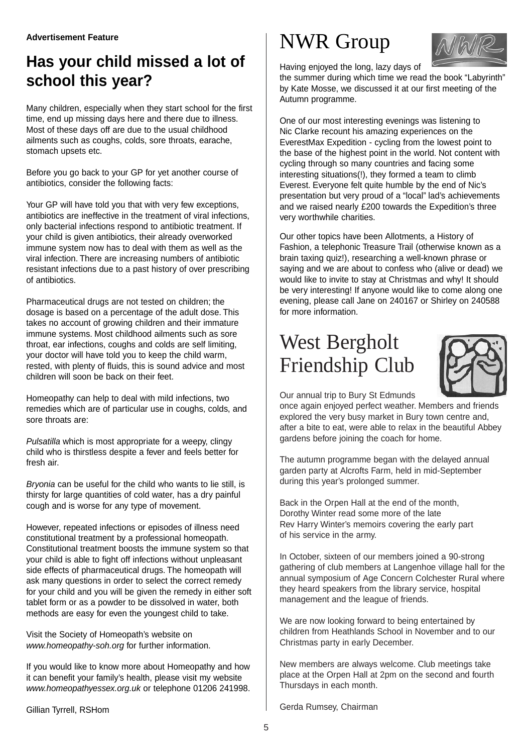**Advertisement Feature**

# Has your child missed a lot of school this year?

Many children, especially when they start school for the first time, end up missing days here and there due to illness. Most of these days off are due to the usual childhood ailments such as coughs, colds, sore throats, earache, stomach upsets etc.

Before you go back to your GP for yet another course of antibiotics, consider the following facts:

Your GP will have told you that with very few exceptions, antibiotics are ineffective in the treatment of viral infections, only bacterial infections respond to antibiotic treatment. If your child is given antibiotics, their already overworked immune system now has to deal with them as well as the viral infection. There are increasing numbers of antibiotic resistant infections due to a past history of over prescribing of antibiotics.

Pharmaceutical drugs are not tested on children; the dosage is based on a percentage of the adult dose. This takes no account of growing children and their immature immune systems. Most childhood ailments such as sore throat, ear infections, coughs and colds are self limiting, your doctor will have told you to keep the child warm, rested, with plenty of fluids, this is sound advice and most children will soon be back on their feet.

Homeopathy can help to deal with mild infections, two remedies which are of particular use in coughs, colds, and sore throats are:

*Pulsatilla* which is most appropriate for a weepy, clingy child who is thirstless despite a fever and feels better for fresh air.

*Bryonia* can be useful for the child who wants to lie still, is thirsty for large quantities of cold water, has a dry painful cough and is worse for any type of movement.

However, repeated infections or episodes of illness need constitutional treatment by a professional homeopath. Constitutional treatment boosts the immune system so that your child is able to fight off infections without unpleasant side effects of pharmaceutical drugs. The homeopath will ask many questions in order to select the correct remedy for your child and you will be given the remedy in either soft tablet form or as a powder to be dissolved in water, both methods are easy for even the youngest child to take.

Visit the Society of Homeopath's website on *www.homeopathy-soh.org* for further information.

If you would like to know more about Homeopathy and how it can benefit your family's health, please visit my website *www.homeopathyessex.org.uk* or telephone 01206 241998.

Gillian Tyrrell, RSHom

# NWR Group

Having enjoyed the long, lazy days of the summer during which time we read the book "Labyrinth" by Kate Mosse, we discussed it at our first meeting of the Autumn programme.

One of our most interesting evenings was listening to Nic Clarke recount his amazing experiences on the EverestMax Expedition - cycling from the lowest point to the base of the highest point in the world. Not content with cycling through so many countries and facing some interesting situations(!), they formed a team to climb Everest. Everyone felt quite humble by the end of Nic's presentation but very proud of a "local" lad's achievements and we raised nearly £200 towards the Expedition's three very worthwhile charities.

Our other topics have been Allotments, a History of Fashion, a telephonic Treasure Trail (otherwise known as a brain taxing quiz!), researching a well-known phrase or saying and we are about to confess who (alive or dead) we would like to invite to stay at Christmas and why! It should be very interesting! If anyone would like to come along one evening, please call Jane on 240167 or Shirley on 240588 for more information.

# West Bergholt Friendship Club

Our annual trip to Bury St Edmunds once again enjoyed perfect weather. Members and friends explored the very busy market in Bury town centre and, after a bite to eat, were able to relax in the beautiful Abbey gardens before joining the coach for home.

The autumn programme began with the delayed annual garden party at Alcrofts Farm, held in mid-September during this year's prolonged summer.

Back in the Orpen Hall at the end of the month, Dorothy Winter read some more of the late Rev Harry Winter's memoirs covering the early part of his service in the army.

In October, sixteen of our members joined a 90-strong gathering of club members at Langenhoe village hall for the annual symposium of Age Concern Colchester Rural where they heard speakers from the library service, hospital management and the league of friends.

We are now looking forward to being entertained by children from Heathlands School in November and to our Christmas party in early December.

New members are always welcome. Club meetings take place at the Orpen Hall at 2pm on the second and fourth Thursdays in each month.

Gerda Rumsey, Chairman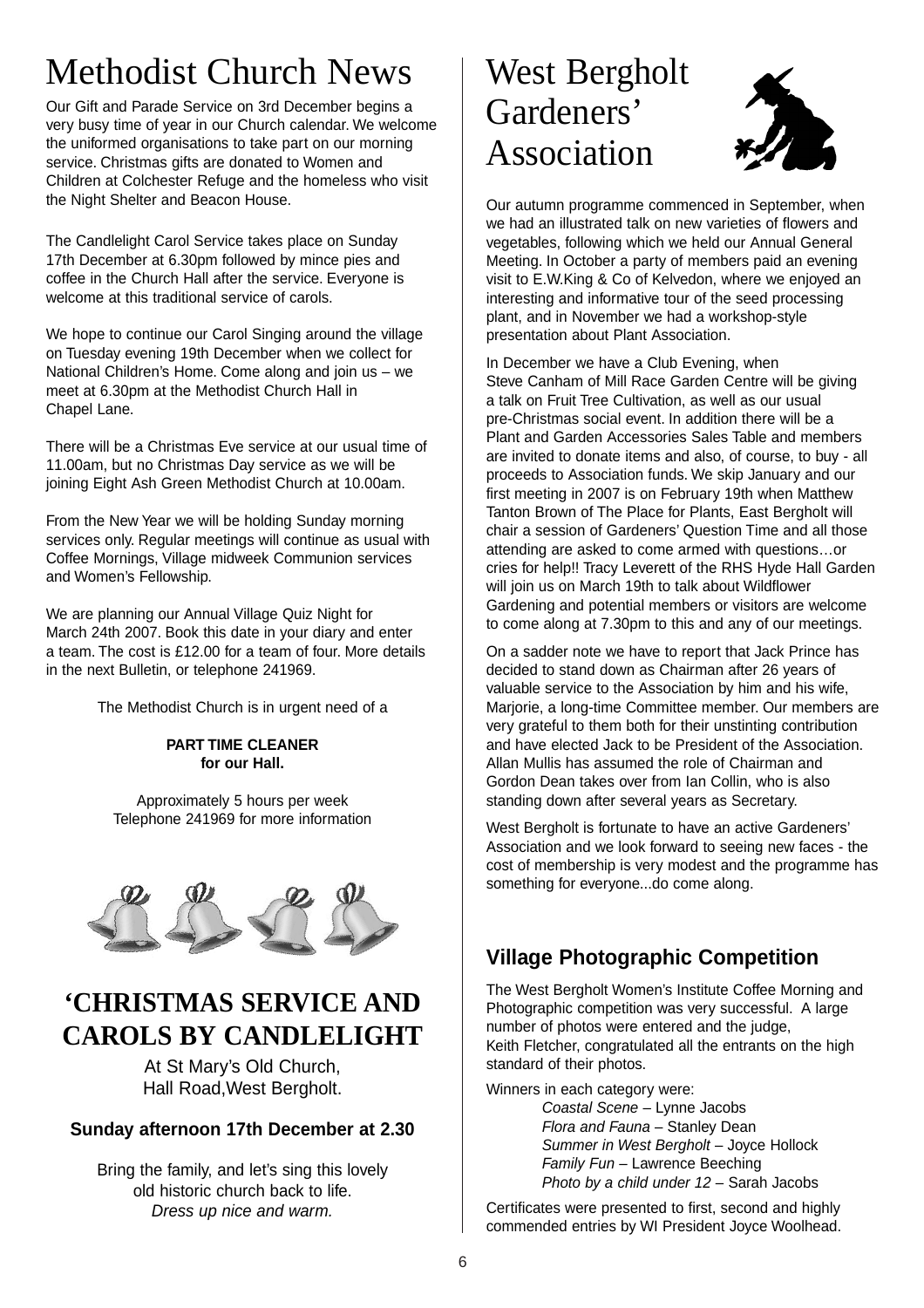# Methodist Church News

Our Gift and Parade Service on 3rd December begins a very busy time of year in our Church calendar. We welcome the uniformed organisations to take part on our morning service. Christmas gifts are donated to Women and Children at Colchester Refuge and the homeless who visit the Night Shelter and Beacon House.

The Candlelight Carol Service takes place on Sunday 17th December at 6.30pm followed by mince pies and coffee in the Church Hall after the service. Everyone is welcome at this traditional service of carols.

We hope to continue our Carol Singing around the village on Tuesday evening 19th December when we collect for National Children's Home. Come along and join us – we meet at 6.30pm at the Methodist Church Hall in Chapel Lane.

There will be a Christmas Eve service at our usual time of 11.00am, but no Christmas Day service as we will be joining Eight Ash Green Methodist Church at 10.00am.

From the New Year we will be holding Sunday morning services only. Regular meetings will continue as usual with Coffee Mornings, Village midweek Communion services and Women's Fellowship.

We are planning our Annual Village Quiz Night for March 24th 2007. Book this date in your diary and enter a team. The cost is £12.00 for a team of four. More details in the next Bulletin, or telephone 241969.

The Methodist Church is in urgent need of a

**PART TIME CLEANER**
**for our Hall.**

Approximately 5 hours per week
Telephone 241969 for more information

## 'CHRISTMAS SERVICE AND CAROLS BY CANDLELIGHT

At St Mary's Old Church,
Hall Road,West Bergholt.

**Sunday afternoon 17th December at 2.30**

Bring the family, and let's sing this lovely old historic church back to life.
*Dress up nice and warm.*

# West Bergholt Gardeners' Association

Our autumn programme commenced in September, when we had an illustrated talk on new varieties of flowers and vegetables, following which we held our Annual General Meeting. In October a party of members paid an evening visit to E.W.King & Co of Kelvedon, where we enjoyed an interesting and informative tour of the seed processing plant, and in November we had a workshop-style presentation about Plant Association.

In December we have a Club Evening, when Steve Canham of Mill Race Garden Centre will be giving a talk on Fruit Tree Cultivation, as well as our usual pre-Christmas social event. In addition there will be a Plant and Garden Accessories Sales Table and members are invited to donate items and also, of course, to buy - all proceeds to Association funds. We skip January and our first meeting in 2007 is on February 19th when Matthew Tanton Brown of The Place for Plants, East Bergholt will chair a session of Gardeners' Question Time and all those attending are asked to come armed with questions…or cries for help!! Tracy Leverett of the RHS Hyde Hall Garden will join us on March 19th to talk about Wildflower Gardening and potential members or visitors are welcome to come along at 7.30pm to this and any of our meetings.

On a sadder note we have to report that Jack Prince has decided to stand down as Chairman after 26 years of valuable service to the Association by him and his wife, Marjorie, a long-time Committee member. Our members are very grateful to them both for their unstinting contribution and have elected Jack to be President of the Association. Allan Mullis has assumed the role of Chairman and Gordon Dean takes over from Ian Collin, who is also standing down after several years as Secretary.

West Bergholt is fortunate to have an active Gardeners' Association and we look forward to seeing new faces - the cost of membership is very modest and the programme has something for everyone...do come along.

## Village Photographic Competition

The West Bergholt Women's Institute Coffee Morning and Photographic competition was very successful. A large number of photos were entered and the judge, Keith Fletcher, congratulated all the entrants on the high standard of their photos.

Winners in each category were:

- *Coastal Scene* – Lynne Jacobs
- *Flora and Fauna* – Stanley Dean
- *Summer in West Bergholt* – Joyce Hollock
- *Family Fun* – Lawrence Beeching
- *Photo by a child under 12* – Sarah Jacobs

Certificates were presented to first, second and highly commended entries by WI President Joyce Woolhead.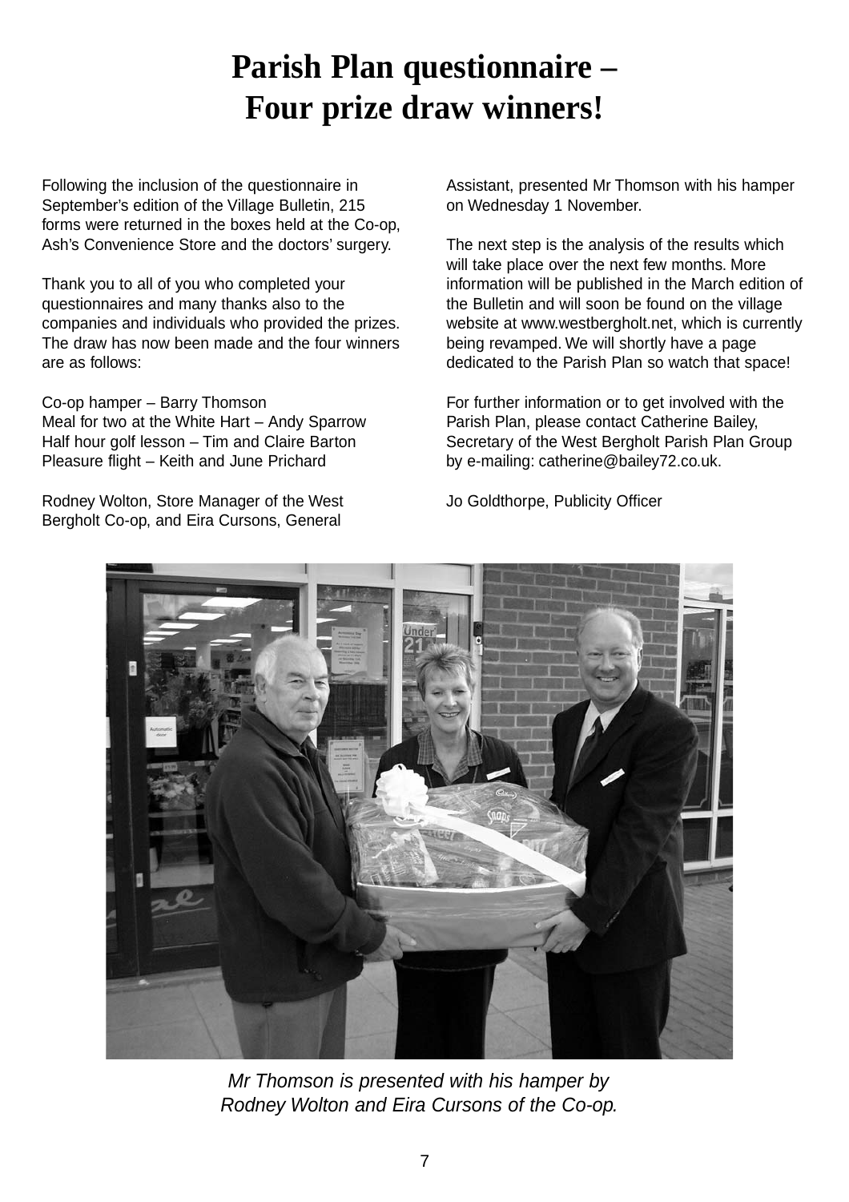# Parish Plan questionnaire – Four prize draw winners!

Following the inclusion of the questionnaire in September's edition of the Village Bulletin, 215 forms were returned in the boxes held at the Co-op, Ash's Convenience Store and the doctors' surgery.

Thank you to all of you who completed your questionnaires and many thanks also to the companies and individuals who provided the prizes. The draw has now been made and the four winners are as follows:

Co-op hamper – Barry Thomson
Meal for two at the White Hart – Andy Sparrow
Half hour golf lesson – Tim and Claire Barton
Pleasure flight – Keith and June Prichard

Rodney Wolton, Store Manager of the West Bergholt Co-op, and Eira Cursons, General Assistant, presented Mr Thomson with his hamper on Wednesday 1 November.

The next step is the analysis of the results which will take place over the next few months. More information will be published in the March edition of the Bulletin and will soon be found on the village website at www.westbergholt.net, which is currently being revamped. We will shortly have a page dedicated to the Parish Plan so watch that space!

For further information or to get involved with the Parish Plan, please contact Catherine Bailey, Secretary of the West Bergholt Parish Plan Group by e-mailing: catherine@bailey72.co.uk.

Jo Goldthorpe, Publicity Officer

*Mr Thomson is presented with his hamper by Rodney Wolton and Eira Cursons of the Co-op.*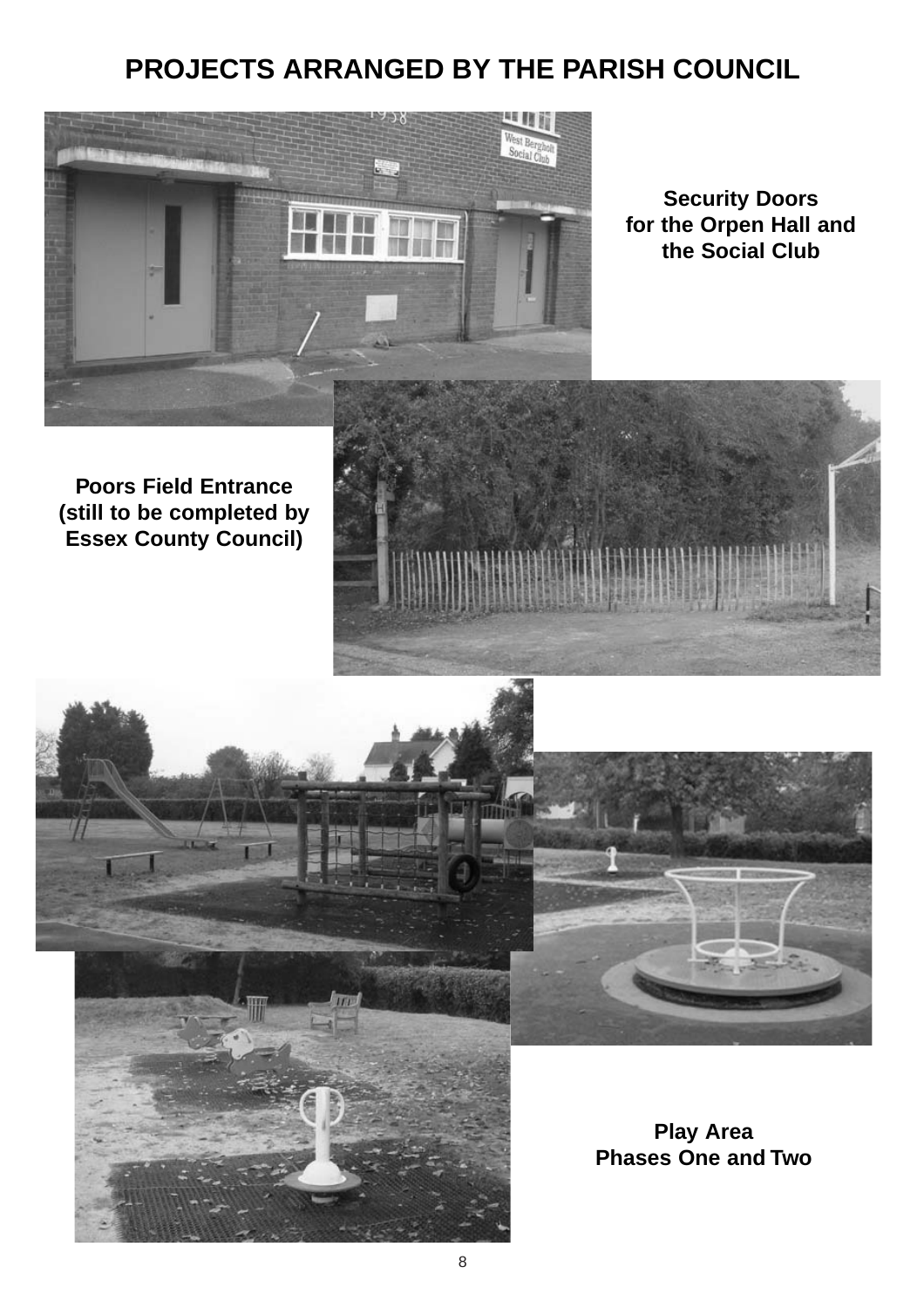# PROJECTS ARRANGED BY THE PARISH COUNCIL

**Security Doors for the Orpen Hall and the Social Club**

**Poors Field Entrance (still to be completed by Essex County Council)**

**Play Area Phases One and Two**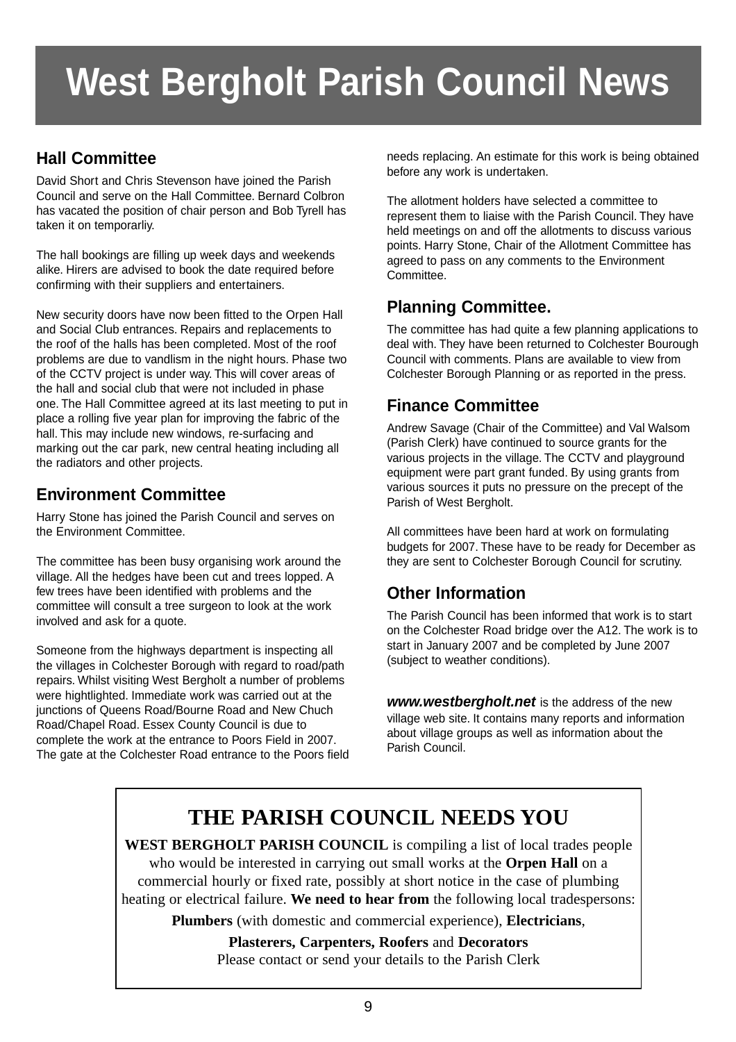# West Bergholt Parish Council News

## Hall Committee

David Short and Chris Stevenson have joined the Parish Council and serve on the Hall Committee. Bernard Colbron has vacated the position of chair person and Bob Tyrell has taken it on temporarliy.

The hall bookings are filling up week days and weekends alike. Hirers are advised to book the date required before confirming with their suppliers and entertainers.

New security doors have now been fitted to the Orpen Hall and Social Club entrances. Repairs and replacements to the roof of the halls has been completed. Most of the roof problems are due to vandlism in the night hours. Phase two of the CCTV project is under way. This will cover areas of the hall and social club that were not included in phase one. The Hall Committee agreed at its last meeting to put in place a rolling five year plan for improving the fabric of the hall. This may include new windows, re-surfacing and marking out the car park, new central heating including all the radiators and other projects.

## Environment Committee

Harry Stone has joined the Parish Council and serves on the Environment Committee.

The committee has been busy organising work around the village. All the hedges have been cut and trees lopped. A few trees have been identified with problems and the committee will consult a tree surgeon to look at the work involved and ask for a quote.

Someone from the highways department is inspecting all the villages in Colchester Borough with regard to road/path repairs. Whilst visiting West Bergholt a number of problems were hightlighted. Immediate work was carried out at the junctions of Queens Road/Bourne Road and New Chuch Road/Chapel Road. Essex County Council is due to complete the work at the entrance to Poors Field in 2007. The gate at the Colchester Road entrance to the Poors field needs replacing. An estimate for this work is being obtained before any work is undertaken.

The allotment holders have selected a committee to represent them to liaise with the Parish Council. They have held meetings on and off the allotments to discuss various points. Harry Stone, Chair of the Allotment Committee has agreed to pass on any comments to the Environment Committee.

## Planning Committee.

The committee has had quite a few planning applications to deal with. They have been returned to Colchester Bourough Council with comments. Plans are available to view from Colchester Borough Planning or as reported in the press.

## Finance Committee

Andrew Savage (Chair of the Committee) and Val Walsom (Parish Clerk) have continued to source grants for the various projects in the village. The CCTV and playground equipment were part grant funded. By using grants from various sources it puts no pressure on the precept of the Parish of West Bergholt.

All committees have been hard at work on formulating budgets for 2007. These have to be ready for December as they are sent to Colchester Borough Council for scrutiny.

## Other Information

The Parish Council has been informed that work is to start on the Colchester Road bridge over the A12. The work is to start in January 2007 and be completed by June 2007 (subject to weather conditions).

***www.westbergholt.net*** is the address of the new village web site. It contains many reports and information about village groups as well as information about the Parish Council.

## THE PARISH COUNCIL NEEDS YOU

**WEST BERGHOLT PARISH COUNCIL** is compiling a list of local trades people who would be interested in carrying out small works at the **Orpen Hall** on a commercial hourly or fixed rate, possibly at short notice in the case of plumbing heating or electrical failure. **We need to hear from** the following local tradespersons:

**Plumbers** (with domestic and commercial experience), **Electricians**,

**Plasterers, Carpenters, Roofers** and **Decorators**

Please contact or send your details to the Parish Clerk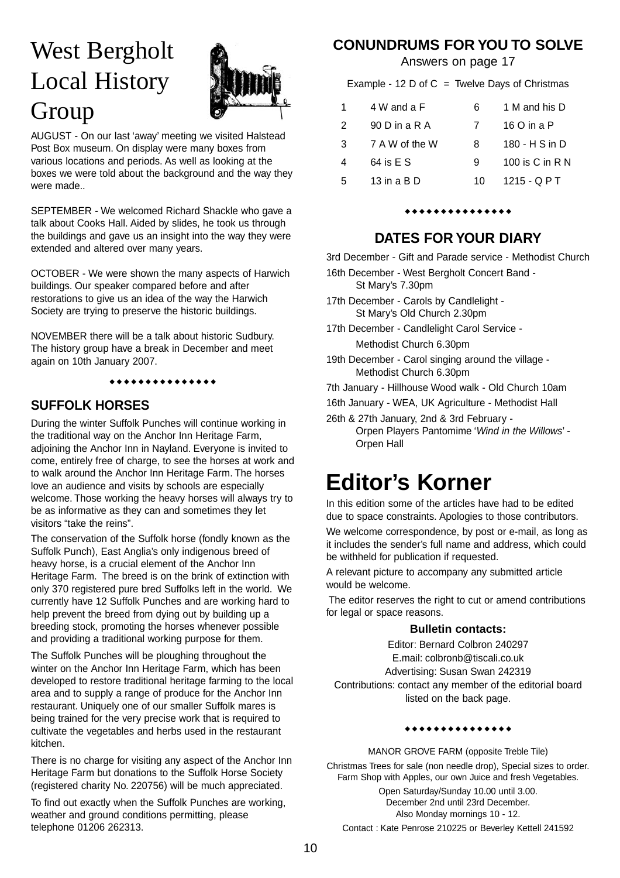# West Bergholt Local History Group

AUGUST - On our last 'away' meeting we visited Halstead Post Box museum. On display were many boxes from various locations and periods. As well as looking at the boxes we were told about the background and the way they were made..

SEPTEMBER - We welcomed Richard Shackle who gave a talk about Cooks Hall. Aided by slides, he took us through the buildings and gave us an insight into the way they were extended and altered over many years.

OCTOBER - We were shown the many aspects of Harwich buildings. Our speaker compared before and after restorations to give us an idea of the way the Harwich Society are trying to preserve the historic buildings.

NOVEMBER there will be a talk about historic Sudbury. The history group have a break in December and meet again on 10th January 2007.

◆◆◆◆◆◆◆◆◆◆◆◆◆◆◆

## SUFFOLK HORSES

During the winter Suffolk Punches will continue working in the traditional way on the Anchor Inn Heritage Farm, adjoining the Anchor Inn in Nayland. Everyone is invited to come, entirely free of charge, to see the horses at work and to walk around the Anchor Inn Heritage Farm. The horses love an audience and visits by schools are especially welcome. Those working the heavy horses will always try to be as informative as they can and sometimes they let visitors "take the reins".

The conservation of the Suffolk horse (fondly known as the Suffolk Punch), East Anglia's only indigenous breed of heavy horse, is a crucial element of the Anchor Inn Heritage Farm. The breed is on the brink of extinction with only 370 registered pure bred Suffolks left in the world. We currently have 12 Suffolk Punches and are working hard to help prevent the breed from dying out by building up a breeding stock, promoting the horses whenever possible and providing a traditional working purpose for them.

The Suffolk Punches will be ploughing throughout the winter on the Anchor Inn Heritage Farm, which has been developed to restore traditional heritage farming to the local area and to supply a range of produce for the Anchor Inn restaurant. Uniquely one of our smaller Suffolk mares is being trained for the very precise work that is required to cultivate the vegetables and herbs used in the restaurant kitchen.

There is no charge for visiting any aspect of the Anchor Inn Heritage Farm but donations to the Suffolk Horse Society (registered charity No. 220756) will be much appreciated.

To find out exactly when the Suffolk Punches are working, weather and ground conditions permitting, please telephone 01206 262313.

## CONUNDRUMS FOR YOU TO SOLVE

Answers on page 17

Example - 12 D of C = Twelve Days of Christmas

| | | | |
|---|---|---|---|
| 1 | 4 W and a F | 6 | 1 M and his D |
| 2 | 90 D in a R A | 7 | 16 O in a P |
| 3 | 7 A W of the W | 8 | 180 - H S in D |
| 4 | 64 is E S | 9 | 100 is C in R N |
| 5 | 13 in a B D | 10 | 1215 - Q P T |

◆◆◆◆◆◆◆◆◆◆◆◆◆◆◆

## DATES FOR YOUR DIARY

3rd December - Gift and Parade service - Methodist Church

16th December - West Bergholt Concert Band - St Mary's 7.30pm

17th December - Carols by Candlelight - St Mary's Old Church 2.30pm

17th December - Candlelight Carol Service - Methodist Church 6.30pm

19th December - Carol singing around the village - Methodist Church 6.30pm

7th January - Hillhouse Wood walk - Old Church 10am

16th January - WEA, UK Agriculture - Methodist Hall

26th & 27th January, 2nd & 3rd February - Orpen Players Pantomime '*Wind in the Willows*' - Orpen Hall

# Editor's Korner

In this edition some of the articles have had to be edited due to space constraints. Apologies to those contributors.

We welcome correspondence, by post or e-mail, as long as it includes the sender's full name and address, which could be withheld for publication if requested.

A relevant picture to accompany any submitted article would be welcome.

The editor reserves the right to cut or amend contributions for legal or space reasons.

**Bulletin contacts:**

Editor: Bernard Colbron 240297
E.mail: colbronb@tiscali.co.uk
Advertising: Susan Swan 242319
Contributions: contact any member of the editorial board listed on the back page.

◆◆◆◆◆◆◆◆◆◆◆◆◆◆◆

MANOR GROVE FARM (opposite Treble Tile)

Christmas Trees for sale (non needle drop), Special sizes to order. Farm Shop with Apples, our own Juice and fresh Vegetables.

Open Saturday/Sunday 10.00 until 3.00.
December 2nd until 23rd December.
Also Monday mornings 10 - 12.

Contact : Kate Penrose 210225 or Beverley Kettell 241592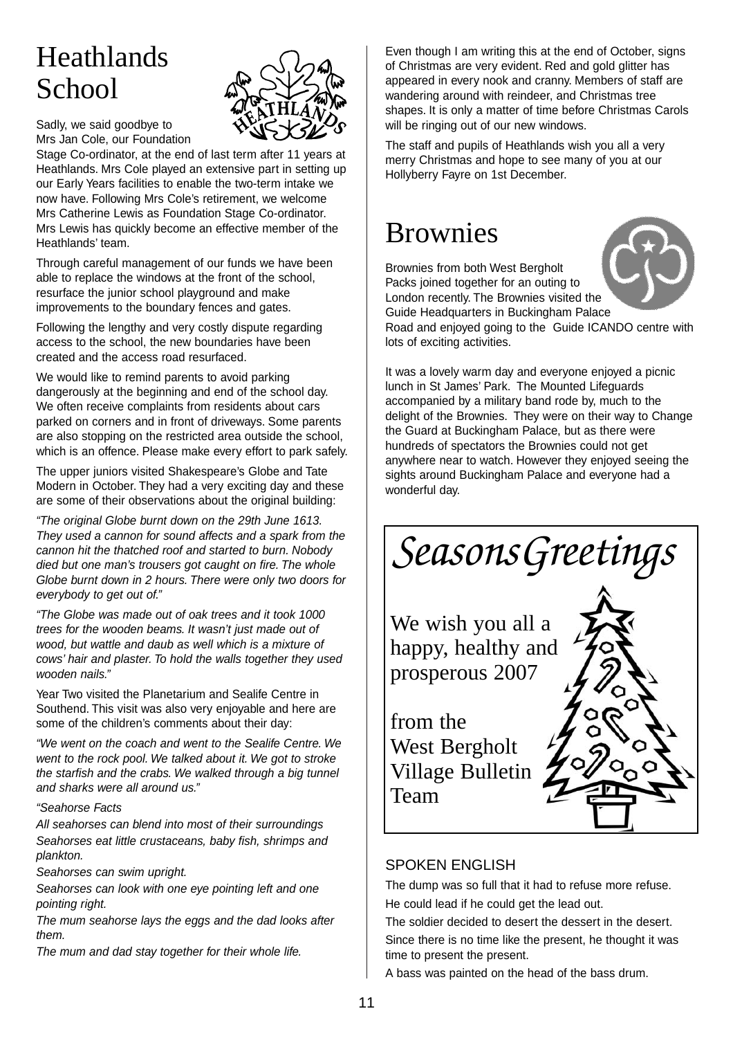# Heathlands School

Sadly, we said goodbye to Mrs Jan Cole, our Foundation Stage Co-ordinator, at the end of last term after 11 years at Heathlands. Mrs Cole played an extensive part in setting up our Early Years facilities to enable the two-term intake we now have. Following Mrs Cole's retirement, we welcome Mrs Catherine Lewis as Foundation Stage Co-ordinator. Mrs Lewis has quickly become an effective member of the Heathlands' team.

Through careful management of our funds we have been able to replace the windows at the front of the school, resurface the junior school playground and make improvements to the boundary fences and gates.

Following the lengthy and very costly dispute regarding access to the school, the new boundaries have been created and the access road resurfaced.

We would like to remind parents to avoid parking dangerously at the beginning and end of the school day. We often receive complaints from residents about cars parked on corners and in front of driveways. Some parents are also stopping on the restricted area outside the school, which is an offence. Please make every effort to park safely.

The upper juniors visited Shakespeare's Globe and Tate Modern in October. They had a very exciting day and these are some of their observations about the original building:

*"The original Globe burnt down on the 29th June 1613. They used a cannon for sound affects and a spark from the cannon hit the thatched roof and started to burn. Nobody died but one man's trousers got caught on fire. The whole Globe burnt down in 2 hours. There were only two doors for everybody to get out of."*

*"The Globe was made out of oak trees and it took 1000 trees for the wooden beams. It wasn't just made out of wood, but wattle and daub as well which is a mixture of cows' hair and plaster. To hold the walls together they used wooden nails."*

Year Two visited the Planetarium and Sealife Centre in Southend. This visit was also very enjoyable and here are some of the children's comments about their day:

*"We went on the coach and went to the Sealife Centre. We went to the rock pool. We talked about it. We got to stroke the starfish and the crabs. We walked through a big tunnel and sharks were all around us."*

*"Seahorse Facts*

*All seahorses can blend into most of their surroundings*

*Seahorses eat little crustaceans, baby fish, shrimps and plankton.*

*Seahorses can swim upright.*

*Seahorses can look with one eye pointing left and one pointing right.*

*The mum seahorse lays the eggs and the dad looks after them.*

*The mum and dad stay together for their whole life.*

Even though I am writing this at the end of October, signs of Christmas are very evident. Red and gold glitter has appeared in every nook and cranny. Members of staff are wandering around with reindeer, and Christmas tree shapes. It is only a matter of time before Christmas Carols will be ringing out of our new windows.

The staff and pupils of Heathlands wish you all a very merry Christmas and hope to see many of you at our Hollyberry Fayre on 1st December.

# Brownies

Brownies from both West Bergholt Packs joined together for an outing to London recently. The Brownies visited the Guide Headquarters in Buckingham Palace Road and enjoyed going to the Guide ICANDO centre with lots of exciting activities.

It was a lovely warm day and everyone enjoyed a picnic lunch in St James' Park. The Mounted Lifeguards accompanied by a military band rode by, much to the delight of the Brownies. They were on their way to Change the Guard at Buckingham Palace, but as there were hundreds of spectators the Brownies could not get anywhere near to watch. However they enjoyed seeing the sights around Buckingham Palace and everyone had a wonderful day.

## Seasons Greetings

We wish you all a happy, healthy and prosperous 2007

from the West Bergholt Village Bulletin Team

## SPOKEN ENGLISH

The dump was so full that it had to refuse more refuse.

He could lead if he could get the lead out.

The soldier decided to desert the dessert in the desert.

Since there is no time like the present, he thought it was time to present the present.

A bass was painted on the head of the bass drum.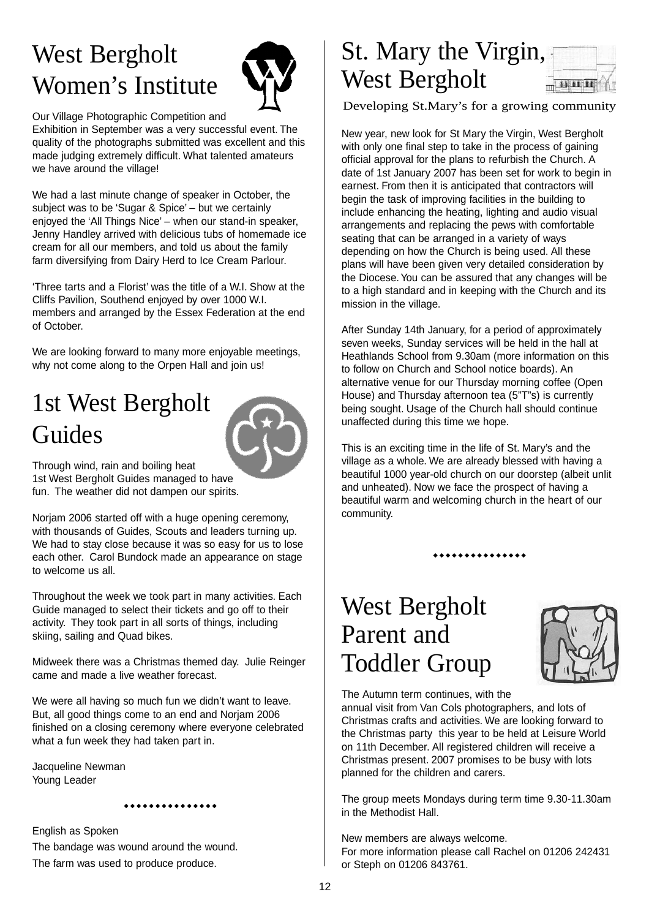# West Bergholt Women's Institute

Our Village Photographic Competition and Exhibition in September was a very successful event. The quality of the photographs submitted was excellent and this made judging extremely difficult. What talented amateurs we have around the village!

We had a last minute change of speaker in October, the subject was to be 'Sugar & Spice' – but we certainly enjoyed the 'All Things Nice' – when our stand-in speaker, Jenny Handley arrived with delicious tubs of homemade ice cream for all our members, and told us about the family farm diversifying from Dairy Herd to Ice Cream Parlour.

'Three tarts and a Florist' was the title of a W.I. Show at the Cliffs Pavilion, Southend enjoyed by over 1000 W.I. members and arranged by the Essex Federation at the end of October.

We are looking forward to many more enjoyable meetings, why not come along to the Orpen Hall and join us!

# 1st West Bergholt Guides

Through wind, rain and boiling heat 1st West Bergholt Guides managed to have fun. The weather did not dampen our spirits.

Norjam 2006 started off with a huge opening ceremony, with thousands of Guides, Scouts and leaders turning up. We had to stay close because it was so easy for us to lose each other. Carol Bundock made an appearance on stage to welcome us all.

Throughout the week we took part in many activities. Each Guide managed to select their tickets and go off to their activity. They took part in all sorts of things, including skiing, sailing and Quad bikes.

Midweek there was a Christmas themed day. Julie Reinger came and made a live weather forecast.

We were all having so much fun we didn't want to leave. But, all good things come to an end and Norjam 2006 finished on a closing ceremony where everyone celebrated what a fun week they had taken part in.

Jacqueline Newman
Young Leader

◆◆◆◆◆◆◆◆◆◆◆◆◆◆◆

English as Spoken
The bandage was wound around the wound.
The farm was used to produce produce.

# St. Mary the Virgin, West Bergholt

Developing St.Mary's for a growing community

New year, new look for St Mary the Virgin, West Bergholt with only one final step to take in the process of gaining official approval for the plans to refurbish the Church. A date of 1st January 2007 has been set for work to begin in earnest. From then it is anticipated that contractors will begin the task of improving facilities in the building to include enhancing the heating, lighting and audio visual arrangements and replacing the pews with comfortable seating that can be arranged in a variety of ways depending on how the Church is being used. All these plans will have been given very detailed consideration by the Diocese. You can be assured that any changes will be to a high standard and in keeping with the Church and its mission in the village.

After Sunday 14th January, for a period of approximately seven weeks, Sunday services will be held in the hall at Heathlands School from 9.30am (more information on this to follow on Church and School notice boards). An alternative venue for our Thursday morning coffee (Open House) and Thursday afternoon tea (5"T"s) is currently being sought. Usage of the Church hall should continue unaffected during this time we hope.

This is an exciting time in the life of St. Mary's and the village as a whole. We are already blessed with having a beautiful 1000 year-old church on our doorstep (albeit unlit and unheated). Now we face the prospect of having a beautiful warm and welcoming church in the heart of our community.

◆◆◆◆◆◆◆◆◆◆◆◆◆◆◆

# West Bergholt Parent and Toddler Group

The Autumn term continues, with the annual visit from Van Cols photographers, and lots of Christmas crafts and activities. We are looking forward to the Christmas party this year to be held at Leisure World on 11th December. All registered children will receive a Christmas present. 2007 promises to be busy with lots planned for the children and carers.

The group meets Mondays during term time 9.30-11.30am in the Methodist Hall.

New members are always welcome.
For more information please call Rachel on 01206 242431 or Steph on 01206 843761.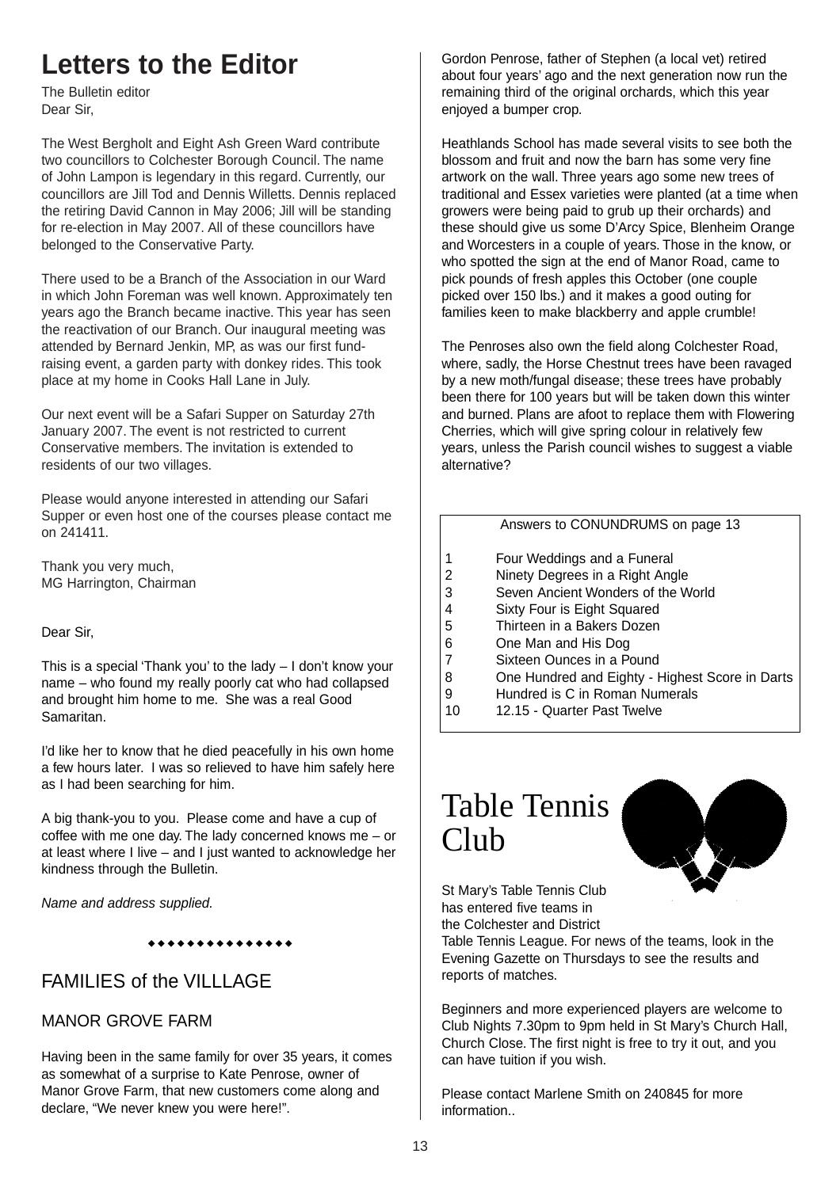# Letters to the Editor

The Bulletin editor
Dear Sir,

The West Bergholt and Eight Ash Green Ward contribute two councillors to Colchester Borough Council. The name of John Lampon is legendary in this regard. Currently, our councillors are Jill Tod and Dennis Willetts. Dennis replaced the retiring David Cannon in May 2006; Jill will be standing for re-election in May 2007. All of these councillors have belonged to the Conservative Party.

There used to be a Branch of the Association in our Ward in which John Foreman was well known. Approximately ten years ago the Branch became inactive. This year has seen the reactivation of our Branch. Our inaugural meeting was attended by Bernard Jenkin, MP, as was our first fund-raising event, a garden party with donkey rides. This took place at my home in Cooks Hall Lane in July.

Our next event will be a Safari Supper on Saturday 27th January 2007. The event is not restricted to current Conservative members. The invitation is extended to residents of our two villages.

Please would anyone interested in attending our Safari Supper or even host one of the courses please contact me on 241411.

Thank you very much,
MG Harrington, Chairman

Dear Sir,

This is a special 'Thank you' to the lady – I don't know your name – who found my really poorly cat who had collapsed and brought him home to me. She was a real Good Samaritan.

I'd like her to know that he died peacefully in his own home a few hours later. I was so relieved to have him safely here as I had been searching for him.

A big thank-you to you. Please come and have a cup of coffee with me one day. The lady concerned knows me – or at least where I live – and I just wanted to acknowledge her kindness through the Bulletin.

*Name and address supplied.*

◆◆◆◆◆◆◆◆◆◆◆◆◆◆◆

## FAMILIES of the VILLLAGE

### MANOR GROVE FARM

Having been in the same family for over 35 years, it comes as somewhat of a surprise to Kate Penrose, owner of Manor Grove Farm, that new customers come along and declare, "We never knew you were here!".

Gordon Penrose, father of Stephen (a local vet) retired about four years' ago and the next generation now run the remaining third of the original orchards, which this year enjoyed a bumper crop.

Heathlands School has made several visits to see both the blossom and fruit and now the barn has some very fine artwork on the wall. Three years ago some new trees of traditional and Essex varieties were planted (at a time when growers were being paid to grub up their orchards) and these should give us some D'Arcy Spice, Blenheim Orange and Worcesters in a couple of years. Those in the know, or who spotted the sign at the end of Manor Road, came to pick pounds of fresh apples this October (one couple picked over 150 lbs.) and it makes a good outing for families keen to make blackberry and apple crumble!

The Penroses also own the field along Colchester Road, where, sadly, the Horse Chestnut trees have been ravaged by a new moth/fungal disease; these trees have probably been there for 100 years but will be taken down this winter and burned. Plans are afoot to replace them with Flowering Cherries, which will give spring colour in relatively few years, unless the Parish council wishes to suggest a viable alternative?

Answers to CONUNDRUMS on page 13

1. Four Weddings and a Funeral
2. Ninety Degrees in a Right Angle
3. Seven Ancient Wonders of the World
4. Sixty Four is Eight Squared
5. Thirteen in a Bakers Dozen
6. One Man and His Dog
7. Sixteen Ounces in a Pound
8. One Hundred and Eighty - Highest Score in Darts
9. Hundred is C in Roman Numerals
10. 12.15 - Quarter Past Twelve

# Table Tennis Club

St Mary's Table Tennis Club has entered five teams in the Colchester and District Table Tennis League. For news of the teams, look in the Evening Gazette on Thursdays to see the results and reports of matches.

Beginners and more experienced players are welcome to Club Nights 7.30pm to 9pm held in St Mary's Church Hall, Church Close. The first night is free to try it out, and you can have tuition if you wish.

Please contact Marlene Smith on 240845 for more information..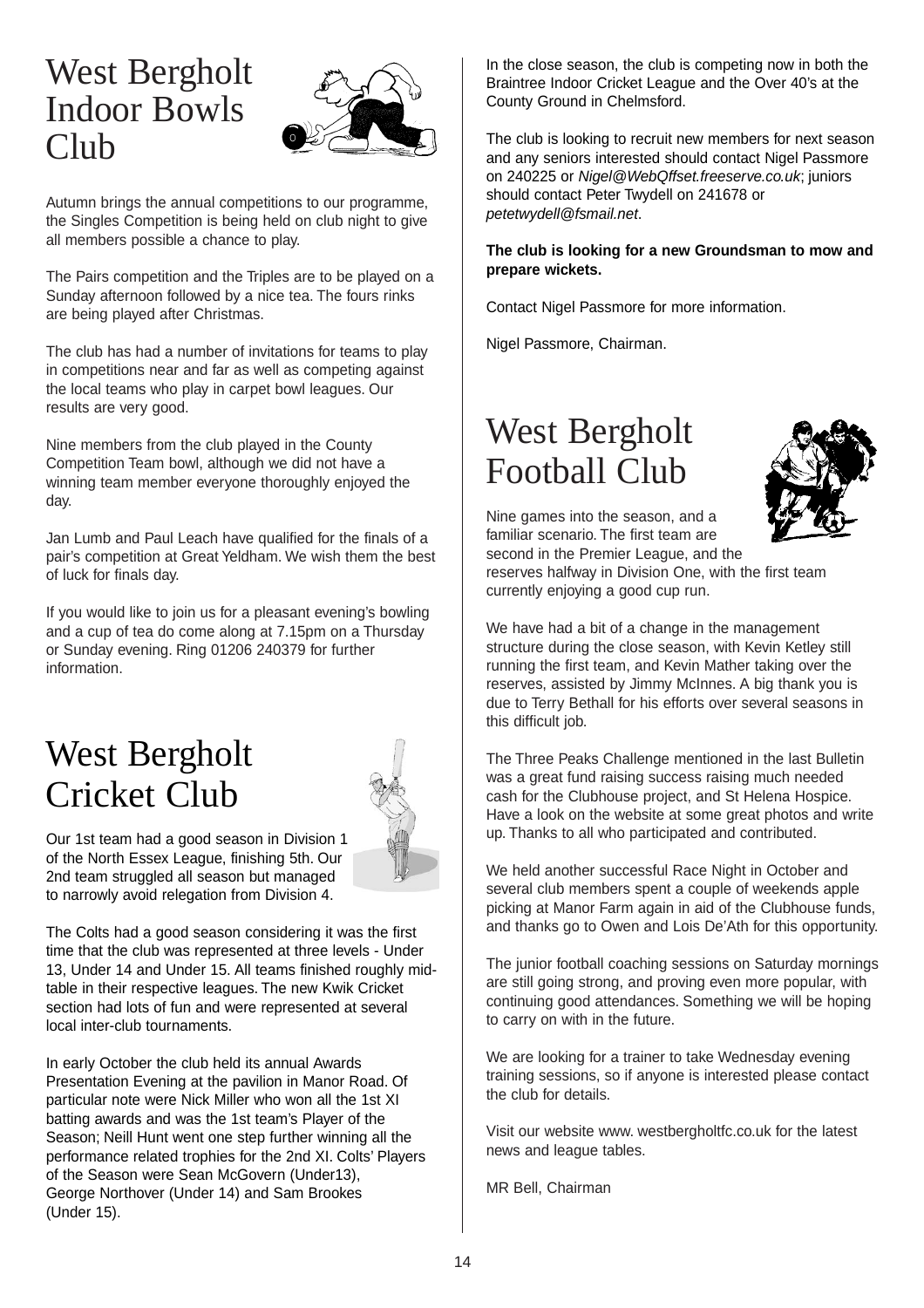# West Bergholt Indoor Bowls Club

Autumn brings the annual competitions to our programme, the Singles Competition is being held on club night to give all members possible a chance to play.

The Pairs competition and the Triples are to be played on a Sunday afternoon followed by a nice tea. The fours rinks are being played after Christmas.

The club has had a number of invitations for teams to play in competitions near and far as well as competing against the local teams who play in carpet bowl leagues. Our results are very good.

Nine members from the club played in the County Competition Team bowl, although we did not have a winning team member everyone thoroughly enjoyed the day.

Jan Lumb and Paul Leach have qualified for the finals of a pair's competition at Great Yeldham. We wish them the best of luck for finals day.

If you would like to join us for a pleasant evening's bowling and a cup of tea do come along at 7.15pm on a Thursday or Sunday evening. Ring 01206 240379 for further information.

# West Bergholt Cricket Club

Our 1st team had a good season in Division 1 of the North Essex League, finishing 5th. Our 2nd team struggled all season but managed to narrowly avoid relegation from Division 4.

The Colts had a good season considering it was the first time that the club was represented at three levels - Under 13, Under 14 and Under 15. All teams finished roughly mid-table in their respective leagues. The new Kwik Cricket section had lots of fun and were represented at several local inter-club tournaments.

In early October the club held its annual Awards Presentation Evening at the pavilion in Manor Road. Of particular note were Nick Miller who won all the 1st XI batting awards and was the 1st team's Player of the Season; Neill Hunt went one step further winning all the performance related trophies for the 2nd XI. Colts' Players of the Season were Sean McGovern (Under13), George Northover (Under 14) and Sam Brookes (Under 15).

In the close season, the club is competing now in both the Braintree Indoor Cricket League and the Over 40's at the County Ground in Chelmsford.

The club is looking to recruit new members for next season and any seniors interested should contact Nigel Passmore on 240225 or *Nigel@WebQffset.freeserve.co.uk*; juniors should contact Peter Twydell on 241678 or *petetwydell@fsmail.net*.

**The club is looking for a new Groundsman to mow and prepare wickets.**

Contact Nigel Passmore for more information.

Nigel Passmore, Chairman.

# West Bergholt Football Club

Nine games into the season, and a familiar scenario. The first team are second in the Premier League, and the reserves halfway in Division One, with the first team currently enjoying a good cup run.

We have had a bit of a change in the management structure during the close season, with Kevin Ketley still running the first team, and Kevin Mather taking over the reserves, assisted by Jimmy McInnes. A big thank you is due to Terry Bethall for his efforts over several seasons in this difficult job.

The Three Peaks Challenge mentioned in the last Bulletin was a great fund raising success raising much needed cash for the Clubhouse project, and St Helena Hospice. Have a look on the website at some great photos and write up. Thanks to all who participated and contributed.

We held another successful Race Night in October and several club members spent a couple of weekends apple picking at Manor Farm again in aid of the Clubhouse funds, and thanks go to Owen and Lois De'Ath for this opportunity.

The junior football coaching sessions on Saturday mornings are still going strong, and proving even more popular, with continuing good attendances. Something we will be hoping to carry on with in the future.

We are looking for a trainer to take Wednesday evening training sessions, so if anyone is interested please contact the club for details.

Visit our website www. westbergholtfc.co.uk for the latest news and league tables.

MR Bell, Chairman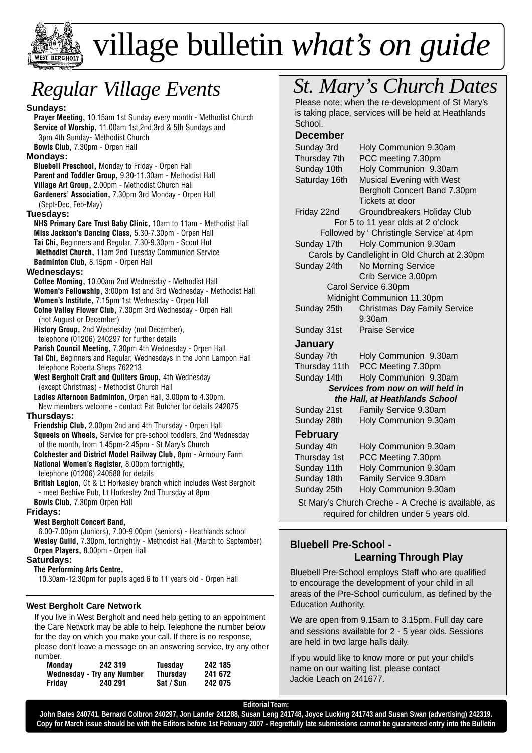# village bulletin *what's on guide*

## *Regular Village Events*

**Sundays:**

**Prayer Meeting,** 10.15am 1st Sunday every month - Methodist Church
**Service of Worship,** 11.00am 1st,2nd,3rd & 5th Sundays and 3pm 4th Sunday- Methodist Church
**Bowls Club,** 7.30pm - Orpen Hall

**Mondays:**

**Bluebell Preschool,** Monday to Friday - Orpen Hall
**Parent and Toddler Group,** 9.30-11.30am - Methodist Hall
**Village Art Group,** 2.00pm - Methodist Church Hall
**Gardeners' Association,** 7.30pm 3rd Monday - Orpen Hall (Sept-Dec, Feb-May)

**Tuesdays:**

**NHS Primary Care Trust Baby Clinic,** 10am to 11am - Methodist Hall
**Miss Jackson's Dancing Class,** 5.30-7.30pm - Orpen Hall
**Tai Chi,** Beginners and Regular, 7.30-9.30pm - Scout Hut
**Methodist Church,** 11am 2nd Tuesday Communion Service
**Badminton Club,** 8.15pm - Orpen Hall

**Wednesdays:**

**Coffee Morning,** 10.00am 2nd Wednesday - Methodist Hall
**Women's Fellowship,** 3:00pm 1st and 3rd Wednesday - Methodist Hall
**Women's Institute,** 7.15pm 1st Wednesday - Orpen Hall
**Colne Valley Flower Club,** 7.30pm 3rd Wednesday - Orpen Hall (not August or December)
**History Group,** 2nd Wednesday (not December), telephone (01206) 240297 for further details
**Parish Council Meeting,** 7.30pm 4th Wednesday - Orpen Hall
**Tai Chi,** Beginners and Regular, Wednesdays in the John Lampon Hall telephone Roberta Sheps 762213
**West Bergholt Craft and Quilters Group,** 4th Wednesday (except Christmas) - Methodist Church Hall
**Ladies Afternoon Badminton,** Orpen Hall, 3.00pm to 4.30pm. New members welcome - contact Pat Butcher for details 242075

**Thursdays:**

**Friendship Club,** 2.00pm 2nd and 4th Thursday - Orpen Hall
**Squeels on Wheels,** Service for pre-school toddlers, 2nd Wednesday of the month, from 1.45pm-2.45pm - St Mary's Church
**Colchester and District Model Railway Club,** 8pm - Armoury Farm
**National Women's Register,** 8.00pm fortnightly, telephone (01206) 240588 for details
**British Legion,** Gt & Lt Horkesley branch which includes West Bergholt - meet Beehive Pub, Lt Horkesley 2nd Thursday at 8pm
**Bowls Club,** 7.30pm Orpen Hall

**Fridays:**

**West Bergholt Concert Band,** 6.00-7.00pm (Juniors), 7.00-9.00pm (seniors) - Heathlands school
**Wesley Guild,** 7.30pm, fortnightly - Methodist Hall (March to September)
**Orpen Players,** 8.00pm - Orpen Hall

**Saturdays:**

**The Performing Arts Centre,** 10.30am-12.30pm for pupils aged 6 to 11 years old - Orpen Hall

### West Bergholt Care Network

If you live in West Bergholt and need help getting to an appointment the Care Network may be able to help. Telephone the number below for the day on which you make your call. If there is no response, please don't leave a message on an answering service, try any other number.

| | | | |
|---|---|---|---|
| **Monday** | **242 319** | **Tuesday** | **242 185** |
| **Wednesday - Try any Number** | | **Thursday** | **241 672** |
| **Friday** | **240 291** | **Sat / Sun** | **242 075** |

## *St. Mary's Church Dates*

Please note; when the re-development of St Mary's is taking place, services will be held at Heathlands School.

### December

| | |
|---|---|
| Sunday 3rd | Holy Communion 9.30am |
| Thursday 7th | PCC meeting 7.30pm |
| Sunday 10th | Holy Communion 9.30am |
| Saturday 16th | Musical Evening with West Bergholt Concert Band 7.30pm Tickets at door |
| Friday 22nd | Groundbreakers Holiday Club For 5 to 11 year olds at 2 o'clock Followed by ' Christingle Service' at 4pm |
| Sunday 17th | Holy Communion 9.30am Carols by Candlelight in Old Church at 2.30pm |
| Sunday 24th | No Morning Service Crib Service 3.00pm Carol Service 6.30pm Midnight Communion 11.30pm |
| Sunday 25th | Christmas Day Family Service 9.30am |
| Sunday 31st | Praise Service |

### January

| | |
|---|---|
| Sunday 7th | Holy Communion 9.30am |
| Thursday 11th | PCC Meeting 7.30pm |
| Sunday 14th | Holy Communion 9.30am |

***Services from now on will held in the Hall, at Heathlands School***

| | |
|---|---|
| Sunday 21st | Family Service 9.30am |
| Sunday 28th | Holy Communion 9.30am |

### February

| | |
|---|---|
| Sunday 4th | Holy Communion 9.30am |
| Thursday 1st | PCC Meeting 7.30pm |
| Sunday 11th | Holy Communion 9.30am |
| Sunday 18th | Family Service 9.30am |
| Sunday 25th | Holy Communion 9.30am |

St Mary's Church Creche - A Creche is available, as required for children under 5 years old.

### Bluebell Pre-School - Learning Through Play

Bluebell Pre-School employs Staff who are qualified to encourage the development of your child in all areas of the Pre-School curriculum, as defined by the Education Authority.

We are open from 9.15am to 3.15pm. Full day care and sessions available for 2 - 5 year olds. Sessions are held in two large halls daily.

If you would like to know more or put your child's name on our waiting list, please contact Jackie Leach on 241677.

**Editorial Team:**

**John Bates 240741, Bernard Colbron 240297, Jon Lander 241288, Susan Leng 241748, Joyce Lucking 241743 and Susan Swan (advertising) 242319.**
**Copy for March issue should be with the Editors before 1st February 2007 - Regretfully late submissions cannot be guaranteed entry into the Bulletin**